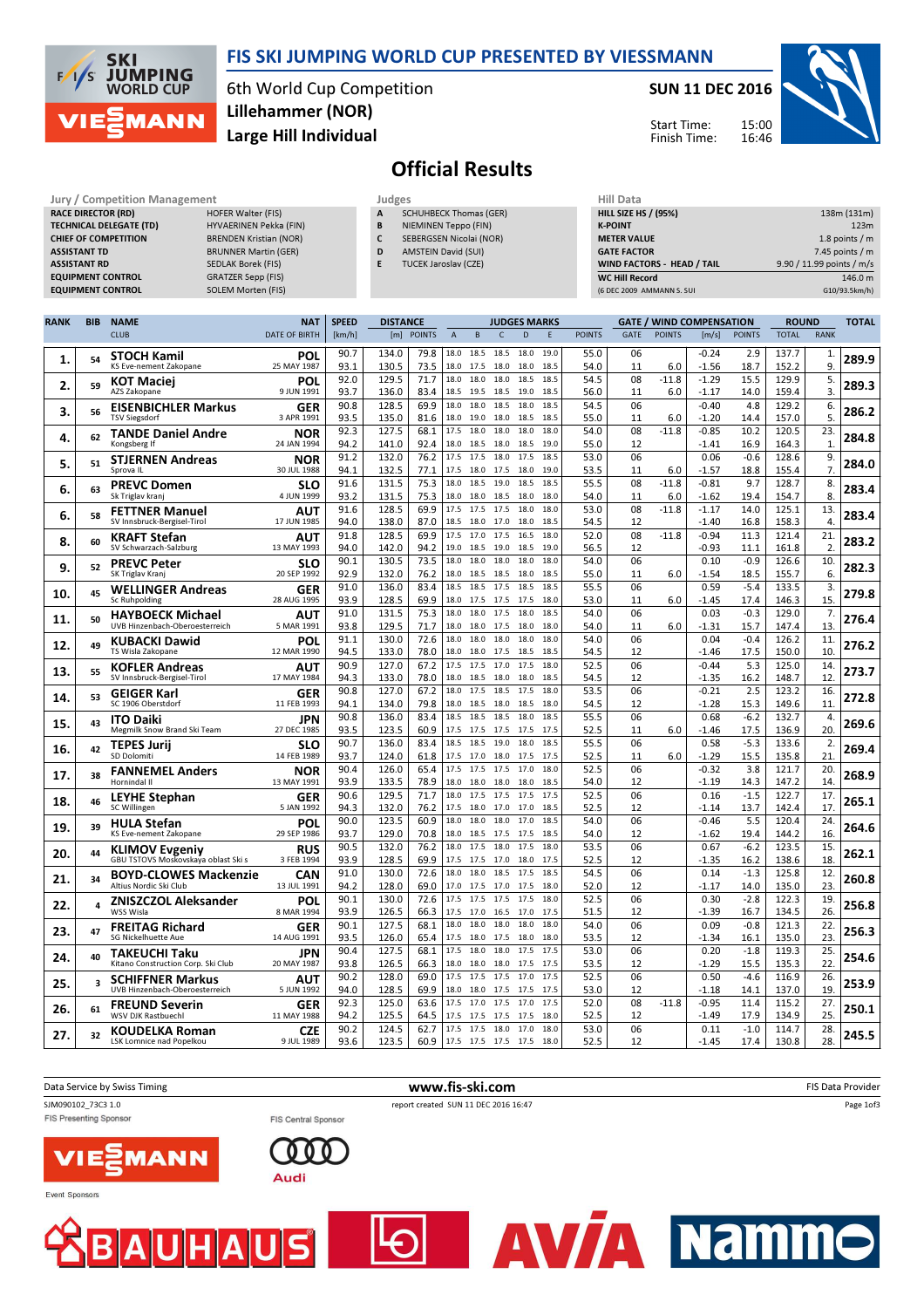# FIS SKI JUMPING WORLD CUP PRESENTED BY VIESSMANN

6th World Cup Competition
Lillehammer (NOR)
Large Hill Individual

SUN 11 DEC 2016

Start Time: 15:00
Finish Time: 16:46

## Official Results

**Jury / Competition Management**

| | |
|---|---|
| RACE DIRECTOR (RD) | HOFER Walter (FIS) |
| TECHNICAL DELEGATE (TD) | HYVAERINEN Pekka (FIN) |
| CHIEF OF COMPETITION | BRENDEN Kristian (NOR) |
| ASSISTANT TD | BRUNNER Martin (GER) |
| ASSISTANT RD | SEDLAK Borek (FIS) |
| EQUIPMENT CONTROL | GRATZER Sepp (FIS) |
| EQUIPMENT CONTROL | SOLEM Morten (FIS) |

**Judges**

| | |
|---|---|
| A | SCHUHBECK Thomas (GER) |
| B | NIEMINEN Teppo (FIN) |
| C | SEBERGSEN Nicolai (NOR) |
| D | AMSTEIN David (SUI) |
| E | TUCEK Jaroslav (CZE) |

**Hill Data**

| | |
|---|---|
| HILL SIZE HS / (95%) | 138m (131m) |
| K-POINT | 123m |
| METER VALUE | 1.8 points / m |
| GATE FACTOR | 7.45 points / m |
| WIND FACTORS - HEAD / TAIL | 9.90 / 11.99 points / m/s |
| WC Hill Record | 146.0 m |
| (6 DEC 2009 AMMANN S. SUI | G10/93.5km/h) |

| RANK | BIB | NAME / CLUB | NAT / DATE OF BIRTH | SPEED [km/h] | DISTANCE [m] | DISTANCE POINTS | A | B | C | D | E | JUDGES POINTS | GATE | GATE POINTS | WIND [m/s] | WIND POINTS | ROUND TOTAL | ROUND RANK | TOTAL |
|---|---|---|---|---|---|---|---|---|---|---|---|---|---|---|---|---|---|---|---|
| 1. | 54 | STOCH Kamil | POL | 90.7 | 134.0 | 79.8 | 18.0 | 18.5 | 18.5 | 18.0 | 19.0 | 55.0 | 06 | | -0.24 | 2.9 | 137.7 | 1. | 289.9 |
| | | KS Eve-nement Zakopane | 25 MAY 1987 | 93.1 | 130.5 | 73.5 | 18.0 | 17.5 | 18.0 | 18.0 | 18.5 | 54.0 | 11 | 6.0 | -1.56 | 18.7 | 152.2 | 9. | |
| 2. | 59 | KOT Maciej | POL | 92.0 | 129.5 | 71.7 | 18.0 | 18.0 | 18.0 | 18.5 | 18.5 | 54.5 | 08 | -11.8 | -1.29 | 15.5 | 129.9 | 5. | 289.3 |
| | | AZS Zakopane | 9 JUN 1991 | 93.7 | 136.0 | 83.4 | 18.5 | 19.5 | 18.5 | 19.0 | 18.5 | 56.0 | 11 | 6.0 | -1.17 | 14.0 | 159.4 | 3. | |
| 3. | 56 | EISENBICHLER Markus | GER | 90.8 | 128.5 | 69.9 | 18.0 | 18.0 | 18.5 | 18.0 | 18.5 | 54.5 | 06 | | -0.40 | 4.8 | 129.2 | 6. | 286.2 |
| | | TSV Siegsdorf | 3 APR 1991 | 93.5 | 135.0 | 81.6 | 18.0 | 19.0 | 18.0 | 18.5 | 18.5 | 55.0 | 11 | 6.0 | -1.20 | 14.4 | 157.0 | 5. | |
| 4. | 62 | TANDE Daniel Andre | NOR | 92.3 | 127.5 | 68.1 | 17.5 | 18.0 | 18.0 | 18.0 | 18.0 | 54.0 | 08 | -11.8 | -0.85 | 10.2 | 120.5 | 23. | 284.8 |
| | | Kongsberg If | 24 JAN 1994 | 94.2 | 141.0 | 92.4 | 18.0 | 18.5 | 18.0 | 18.5 | 19.0 | 55.0 | 12 | | -1.41 | 16.9 | 164.3 | 1. | |
| 5. | 51 | STJERNEN Andreas | NOR | 91.2 | 132.0 | 76.2 | 17.5 | 17.5 | 18.0 | 17.5 | 18.5 | 53.0 | 06 | | 0.06 | -0.6 | 128.6 | 9. | 284.0 |
| | | Sprova IL | 30 JUL 1988 | 94.1 | 132.5 | 77.1 | 17.5 | 18.0 | 17.5 | 18.0 | 19.0 | 53.5 | 11 | 6.0 | -1.57 | 18.8 | 155.4 | 7. | |
| 6. | 63 | PREVC Domen | SLO | 91.6 | 131.5 | 75.3 | 18.0 | 18.5 | 19.0 | 18.5 | 18.5 | 55.5 | 08 | -11.8 | -0.81 | 9.7 | 128.7 | 8. | 283.4 |
| | | Sk Triglav kranj | 4 JUN 1999 | 93.2 | 131.5 | 75.3 | 18.0 | 18.0 | 18.0 | 18.0 | 18.0 | 54.0 | 11 | 6.0 | -1.62 | 19.4 | 154.7 | 8. | |
| 6. | 58 | FETTNER Manuel | AUT | 91.6 | 128.5 | 69.9 | 17.5 | 17.5 | 17.5 | 18.0 | 18.0 | 53.0 | 08 | -11.8 | -1.17 | 14.0 | 125.1 | 13. | 283.4 |
| | | SV Innsbruck-Bergisel-Tirol | 17 JUN 1985 | 94.0 | 138.0 | 87.0 | 18.5 | 18.5 | 17.0 | 18.0 | 18.0 | 54.5 | 12 | | -1.40 | 16.8 | 158.3 | 4. | |
| 8. | 60 | KRAFT Stefan | AUT | 91.8 | 128.5 | 69.9 | 17.5 | 17.0 | 17.5 | 16.5 | 18.0 | 52.0 | 08 | -11.8 | -0.94 | 11.3 | 121.4 | 21. | 283.2 |
| | | SV Schwarzach-Salzburg | 13 MAY 1993 | 94.0 | 142.0 | 94.2 | 19.0 | 18.5 | 19.0 | 18.5 | 19.0 | 56.5 | 12 | | -0.93 | 11.1 | 161.8 | 2. | |
| 9. | 52 | PREVC Peter | SLO | 90.1 | 130.5 | 73.5 | 18.0 | 18.0 | 18.0 | 18.0 | 18.0 | 54.0 | 06 | | 0.10 | -0.9 | 126.6 | 10. | 282.3 |
| | | SK Triglav Kranj | 20 SEP 1992 | 92.9 | 132.0 | 76.2 | 18.0 | 18.5 | 18.5 | 18.0 | 18.5 | 55.0 | 11 | 6.0 | -1.54 | 18.5 | 155.7 | 6. | |
| 10. | 45 | WELLINGER Andreas | GER | 91.0 | 136.0 | 83.4 | 18.5 | 18.5 | 17.5 | 18.5 | 18.5 | 55.5 | 06 | | 0.59 | -5.4 | 133.5 | 3. | 279.8 |
| | | Sc Ruhpolding | 28 AUG 1995 | 93.9 | 128.5 | 69.9 | 18.0 | 17.5 | 17.5 | 17.5 | 18.0 | 53.0 | 11 | 6.0 | -1.45 | 17.4 | 146.3 | 15. | |
| 11. | 50 | HAYBOECK Michael | AUT | 91.0 | 131.5 | 75.3 | 18.0 | 18.0 | 17.5 | 18.0 | 18.0 | 54.0 | 06 | | 0.03 | -0.3 | 129.0 | 7. | 276.4 |
| | | UVB Hinzenbach-Oberoesterreich | 5 MAR 1991 | 93.8 | 129.5 | 71.7 | 18.0 | 18.0 | 17.5 | 18.0 | 18.0 | 54.0 | 11 | 6.0 | -1.31 | 15.7 | 147.4 | 13. | |
| 12. | 49 | KUBACKI Dawid | POL | 91.1 | 130.0 | 72.6 | 18.0 | 18.0 | 18.0 | 18.0 | 18.0 | 54.0 | 06 | | 0.04 | -0.4 | 126.2 | 11. | 276.2 |
| | | TS Wisla Zakopane | 12 MAR 1990 | 94.5 | 133.0 | 78.0 | 18.0 | 18.0 | 17.5 | 18.5 | 18.5 | 54.5 | 12 | | -1.46 | 17.5 | 150.0 | 10. | |
| 13. | 55 | KOFLER Andreas | AUT | 90.9 | 127.0 | 67.2 | 17.5 | 17.5 | 17.0 | 17.5 | 18.0 | 52.5 | 06 | | -0.44 | 5.3 | 125.0 | 14. | 273.7 |
| | | SV Innsbruck-Bergisel-Tirol | 17 MAY 1984 | 94.3 | 133.0 | 78.0 | 18.0 | 18.5 | 18.0 | 18.0 | 18.5 | 54.5 | 12 | | -1.35 | 16.2 | 148.7 | 12. | |
| 14. | 53 | GEIGER Karl | GER | 90.8 | 127.0 | 67.2 | 18.0 | 17.5 | 18.5 | 17.5 | 18.0 | 53.5 | 06 | | -0.21 | 2.5 | 123.2 | 16. | 272.8 |
| | | SC 1906 Oberstdorf | 11 FEB 1993 | 94.1 | 134.0 | 79.8 | 18.0 | 18.5 | 18.0 | 18.5 | 18.0 | 54.5 | 12 | | -1.28 | 15.3 | 149.6 | 11. | |
| 15. | 43 | ITO Daiki | JPN | 90.8 | 136.0 | 83.4 | 18.5 | 18.5 | 18.5 | 18.0 | 18.5 | 55.5 | 06 | | 0.68 | -6.2 | 132.7 | 4. | 269.6 |
| | | Megmilk Snow Brand Ski Team | 27 DEC 1985 | 93.5 | 123.5 | 60.9 | 17.5 | 17.5 | 17.5 | 17.5 | 17.5 | 52.5 | 11 | 6.0 | -1.46 | 17.5 | 136.9 | 20. | |
| 16. | 42 | TEPES Jurij | SLO | 90.7 | 136.0 | 83.4 | 18.5 | 18.5 | 19.0 | 18.0 | 18.5 | 55.5 | 06 | | 0.58 | -5.3 | 133.6 | 2. | 269.4 |
| | | SD Dolomiti | 14 FEB 1989 | 93.7 | 124.0 | 61.8 | 17.5 | 17.0 | 18.0 | 17.5 | 17.5 | 52.5 | 11 | 6.0 | -1.29 | 15.5 | 135.8 | 21. | |
| 17. | 38 | FANNEMEL Anders | NOR | 90.4 | 126.0 | 65.4 | 17.5 | 17.5 | 17.5 | 17.0 | 18.0 | 52.5 | 06 | | -0.32 | 3.8 | 121.7 | 20. | 268.9 |
| | | Hornindal Il | 13 MAY 1991 | 93.9 | 133.5 | 78.9 | 18.0 | 18.0 | 18.0 | 18.0 | 18.5 | 54.0 | 12 | | -1.19 | 14.3 | 147.2 | 14. | |
| 18. | 46 | LEYHE Stephan | GER | 90.6 | 129.5 | 71.7 | 18.0 | 17.5 | 17.5 | 17.5 | 17.5 | 52.5 | 06 | | 0.16 | -1.5 | 122.7 | 17. | 265.1 |
| | | SC Willingen | 5 JAN 1992 | 94.3 | 132.0 | 76.2 | 17.5 | 18.0 | 17.0 | 17.0 | 18.5 | 52.5 | 12 | | -1.14 | 13.7 | 142.4 | 17. | |
| 19. | 39 | HULA Stefan | POL | 90.0 | 123.5 | 60.9 | 18.0 | 18.0 | 18.0 | 17.0 | 18.5 | 54.0 | 06 | | -0.46 | 5.5 | 120.4 | 24. | 264.6 |
| | | KS Eve-nement Zakopane | 29 SEP 1986 | 93.7 | 129.0 | 70.8 | 18.0 | 18.5 | 17.5 | 18.0 | 18.0 | 54.0 | 12 | | -1.62 | 19.4 | 144.2 | 16. | |
| 20. | 44 | KLIMOV Evgeniy | RUS | 90.5 | 132.0 | 76.2 | 18.0 | 17.5 | 18.0 | 17.5 | 18.0 | 53.5 | 06 | | 0.67 | -6.2 | 123.5 | 15. | 262.1 |
| | | GBU TSTOVS Moskovskaya oblast Ski s | 3 FEB 1994 | 93.9 | 128.5 | 69.9 | 17.5 | 17.5 | 17.0 | 18.0 | 17.5 | 52.5 | 12 | | -1.35 | 16.2 | 138.6 | 18. | |
| 21. | 34 | BOYD-CLOWES Mackenzie | CAN | 91.0 | 130.0 | 72.6 | 18.0 | 18.0 | 18.5 | 17.5 | 18.5 | 54.5 | 06 | | 0.14 | -1.3 | 125.8 | 12. | 260.8 |
| | | Altius Nordic Ski Club | 13 JUL 1991 | 94.2 | 128.0 | 69.0 | 17.0 | 17.5 | 17.0 | 17.5 | 18.0 | 52.0 | 12 | | -1.17 | 14.0 | 135.0 | 23. | |
| 22. | 4 | ZNISZCZOL Aleksander | POL | 90.1 | 130.0 | 72.6 | 17.5 | 17.5 | 17.5 | 17.5 | 18.0 | 52.5 | 06 | | 0.30 | -2.8 | 122.3 | 19. | 256.8 |
| | | WSS Wisla | 8 MAR 1994 | 93.9 | 126.5 | 66.3 | 17.5 | 17.0 | 16.5 | 17.0 | 17.5 | 51.5 | 12 | | -1.39 | 16.7 | 134.5 | 26. | |
| 23. | 47 | FREITAG Richard | GER | 90.1 | 127.5 | 68.1 | 18.0 | 18.0 | 18.0 | 18.0 | 18.0 | 54.0 | 06 | | 0.09 | -0.8 | 121.3 | 22. | 256.3 |
| | | SG Nickelhuette Aue | 14 AUG 1991 | 93.5 | 126.0 | 65.4 | 17.5 | 18.0 | 17.5 | 18.0 | 18.0 | 53.5 | 12 | | -1.34 | 16.1 | 135.0 | 23. | |
| 24. | 40 | TAKEUCHI Taku | JPN | 90.4 | 127.5 | 68.1 | 17.5 | 18.0 | 18.0 | 17.5 | 17.5 | 53.0 | 06 | | 0.20 | -1.8 | 119.3 | 25. | 254.6 |
| | | Kitano Construction Corp. Ski Club | 20 MAY 1987 | 93.8 | 126.5 | 66.3 | 18.0 | 18.0 | 18.0 | 17.5 | 17.5 | 53.5 | 12 | | -1.29 | 15.5 | 135.3 | 22. | |
| 25. | 3 | SCHIFFNER Markus | AUT | 90.2 | 128.0 | 69.0 | 17.5 | 17.5 | 17.5 | 17.0 | 17.5 | 52.5 | 06 | | 0.50 | -4.6 | 116.9 | 26. | 253.9 |
| | | UVB Hinzenbach-Oberoesterreich | 5 JUN 1992 | 94.0 | 128.5 | 69.9 | 18.0 | 18.0 | 17.5 | 17.5 | 17.5 | 53.0 | 12 | | -1.18 | 14.1 | 137.0 | 19. | |
| 26. | 61 | FREUND Severin | GER | 92.3 | 125.0 | 63.6 | 17.5 | 17.0 | 17.5 | 17.0 | 17.5 | 52.0 | 08 | -11.8 | -0.95 | 11.4 | 115.2 | 27. | 250.1 |
| | | WSV DJK Rastbuechl | 11 MAY 1988 | 94.2 | 125.5 | 64.5 | 17.5 | 17.5 | 17.5 | 17.5 | 18.0 | 52.5 | 12 | | -1.49 | 17.9 | 134.9 | 25. | |
| 27. | 32 | KOUDELKA Roman | CZE | 90.2 | 124.5 | 62.7 | 17.5 | 17.5 | 18.0 | 17.0 | 18.0 | 53.0 | 06 | | 0.11 | -1.0 | 114.7 | 28. | 245.5 |
| | | LSK Lomnice nad Popelkou | 9 JUL 1989 | 93.6 | 123.5 | 60.9 | 17.5 | 17.5 | 17.5 | 17.5 | 18.0 | 52.5 | 12 | | -1.45 | 17.4 | 130.8 | 28. | |

Data Service by Swiss Timing — www.fis-ski.com — FIS Data Provider

SJM090102_73C3 1.0 — report created SUN 11 DEC 2016 16:47

FIS Presenting Sponsor: VIESSMANN — FIS Central Sponsor: Audi

Event Sponsors: BAUHAUS, AVIA, Nammo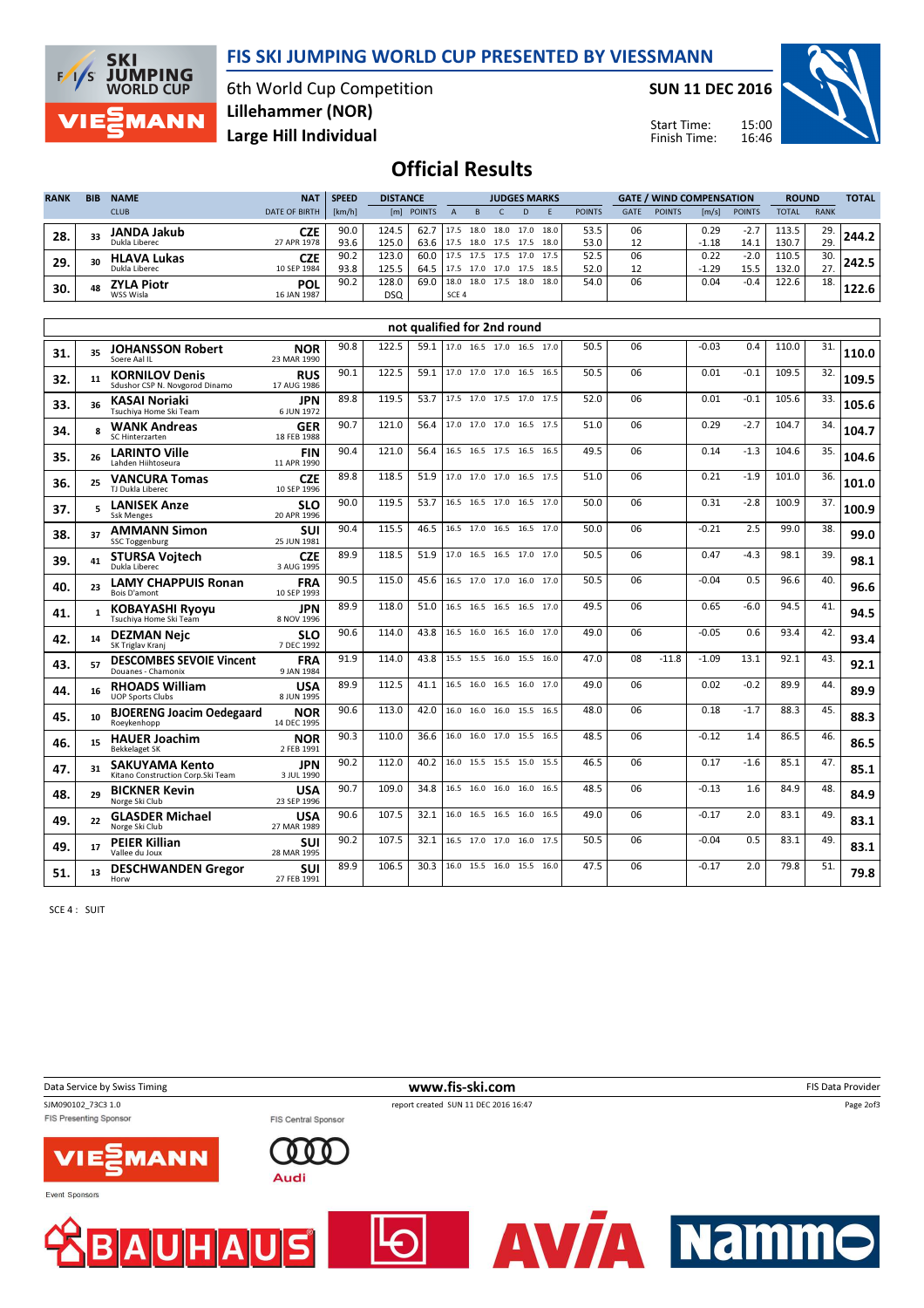# FIS SKI JUMPING WORLD CUP PRESENTED BY VIESSMANN

6th World Cup Competition
Lillehammer (NOR)
Large Hill Individual

SUN 11 DEC 2016

Start Time: 15:00
Finish Time: 16:46

## Official Results

| RANK | BIB | NAME / CLUB | NAT / DATE OF BIRTH | SPEED [km/h] | DISTANCE [m] | DISTANCE POINTS | A | B | C | D | E | JUDGES POINTS | GATE | GATE POINTS | WIND [m/s] | WIND POINTS | ROUND TOTAL | ROUND RANK | TOTAL |
|---|---|---|---|---|---|---|---|---|---|---|---|---|---|---|---|---|---|---|---|
| 28. | 33 | **JANDA Jakub** Dukla Liberec | CZE 27 APR 1978 | 90.0 | 124.5 | 62.7 | 17.5 | 18.0 | 18.0 | 17.0 | 18.0 | 53.5 | 06 | | 0.29 | -2.7 | 113.5 | 29. | 244.2 |
| | | | | 93.6 | 125.0 | 63.6 | 17.5 | 18.0 | 17.5 | 17.5 | 18.0 | 53.0 | 12 | | -1.18 | 14.1 | 130.7 | 29. | |
| 29. | 30 | **HLAVA Lukas** Dukla Liberec | CZE 10 SEP 1984 | 90.2 | 123.0 | 60.0 | 17.5 | 17.5 | 17.5 | 17.0 | 17.5 | 52.5 | 06 | | 0.22 | -2.0 | 110.5 | 30. | 242.5 |
| | | | | 93.8 | 125.5 | 64.5 | 17.5 | 17.0 | 17.0 | 17.5 | 18.5 | 52.0 | 12 | | -1.29 | 15.5 | 132.0 | 27. | |
| 30. | 48 | **ZYLA Piotr** WSS Wisla | POL 16 JAN 1987 | 90.2 | 128.0 | 69.0 | 18.0 | 18.0 | 17.5 | 18.0 | 18.0 | 54.0 | 06 | | 0.04 | -0.4 | 122.6 | 18. | 122.6 |
| | | | | | DSQ | | SCE 4 | | | | | | | | | | | | |

### not qualified for 2nd round

| RANK | BIB | NAME / CLUB | NAT / DATE OF BIRTH | SPEED [km/h] | DISTANCE [m] | DISTANCE POINTS | A | B | C | D | E | JUDGES POINTS | GATE | GATE POINTS | WIND [m/s] | WIND POINTS | ROUND TOTAL | ROUND RANK | TOTAL |
|---|---|---|---|---|---|---|---|---|---|---|---|---|---|---|---|---|---|---|---|
| 31. | 35 | **JOHANSSON Robert** Soere Aal IL | NOR 23 MAR 1990 | 90.8 | 122.5 | 59.1 | 17.0 | 16.5 | 17.0 | 16.5 | 17.0 | 50.5 | 06 | | -0.03 | 0.4 | 110.0 | 31. | 110.0 |
| 32. | 11 | **KORNILOV Denis** Sdushor CSP N. Novgorod Dinamo | RUS 17 AUG 1986 | 90.1 | 122.5 | 59.1 | 17.0 | 17.0 | 17.0 | 16.5 | 16.5 | 50.5 | 06 | | 0.01 | -0.1 | 109.5 | 32. | 109.5 |
| 33. | 36 | **KASAI Noriaki** Tsuchiya Home Ski Team | JPN 6 JUN 1972 | 89.8 | 119.5 | 53.7 | 17.5 | 17.0 | 17.5 | 17.0 | 17.5 | 52.0 | 06 | | 0.01 | -0.1 | 105.6 | 33. | 105.6 |
| 34. | 8 | **WANK Andreas** SC Hinterzarten | GER 18 FEB 1988 | 90.7 | 121.0 | 56.4 | 17.0 | 17.0 | 17.0 | 16.5 | 17.5 | 51.0 | 06 | | 0.29 | -2.7 | 104.7 | 34. | 104.7 |
| 35. | 26 | **LARINTO Ville** Lahden Hiihtoseura | FIN 11 APR 1990 | 90.4 | 121.0 | 56.4 | 16.5 | 16.5 | 17.5 | 16.5 | 16.5 | 49.5 | 06 | | 0.14 | -1.3 | 104.6 | 35. | 104.6 |
| 36. | 25 | **VANCURA Tomas** TJ Dukla Liberec | CZE 10 SEP 1996 | 89.8 | 118.5 | 51.9 | 17.0 | 17.0 | 17.0 | 16.5 | 17.5 | 51.0 | 06 | | 0.21 | -1.9 | 101.0 | 36. | 101.0 |
| 37. | 5 | **LANISEK Anze** Ssk Menges | SLO 20 APR 1996 | 90.0 | 119.5 | 53.7 | 16.5 | 16.5 | 17.0 | 16.5 | 17.0 | 50.0 | 06 | | 0.31 | -2.8 | 100.9 | 37. | 100.9 |
| 38. | 37 | **AMMANN Simon** SSC Toggenburg | SUI 25 JUN 1981 | 90.4 | 115.5 | 46.5 | 16.5 | 17.0 | 16.5 | 16.5 | 17.0 | 50.0 | 06 | | -0.21 | 2.5 | 99.0 | 38. | 99.0 |
| 39. | 41 | **STURSA Vojtech** Dukla Liberec | CZE 3 AUG 1995 | 89.9 | 118.5 | 51.9 | 17.0 | 16.5 | 16.5 | 17.0 | 17.0 | 50.5 | 06 | | 0.47 | -4.3 | 98.1 | 39. | 98.1 |
| 40. | 23 | **LAMY CHAPPUIS Ronan** Bois D'amont | FRA 10 SEP 1993 | 90.5 | 115.0 | 45.6 | 16.5 | 17.0 | 17.0 | 16.0 | 17.0 | 50.5 | 06 | | -0.04 | 0.5 | 96.6 | 40. | 96.6 |
| 41. | 1 | **KOBAYASHI Ryoyu** Tsuchiya Home Ski Team | JPN 8 NOV 1996 | 89.9 | 118.0 | 51.0 | 16.5 | 16.5 | 16.5 | 16.5 | 17.0 | 49.5 | 06 | | 0.65 | -6.0 | 94.5 | 41. | 94.5 |
| 42. | 14 | **DEZMAN Nejc** SK Triglav Kranj | SLO 7 DEC 1992 | 90.6 | 114.0 | 43.8 | 16.5 | 16.0 | 16.5 | 16.0 | 17.0 | 49.0 | 06 | | -0.05 | 0.6 | 93.4 | 42. | 93.4 |
| 43. | 57 | **DESCOMBES SEVOIE Vincent** Douanes - Chamonix | FRA 9 JAN 1984 | 91.9 | 114.0 | 43.8 | 15.5 | 15.5 | 16.0 | 15.5 | 16.0 | 47.0 | 08 | -11.8 | -1.09 | 13.1 | 92.1 | 43. | 92.1 |
| 44. | 16 | **RHOADS William** UOP Sports Clubs | USA 8 JUN 1995 | 89.9 | 112.5 | 41.1 | 16.5 | 16.0 | 16.5 | 16.0 | 17.0 | 49.0 | 06 | | 0.02 | -0.2 | 89.9 | 44. | 89.9 |
| 45. | 10 | **BJOERENG Joacim Oedegaard** Roeykenhopp | NOR 14 DEC 1995 | 90.6 | 113.0 | 42.0 | 16.0 | 16.0 | 16.0 | 15.5 | 16.5 | 48.0 | 06 | | 0.18 | -1.7 | 88.3 | 45. | 88.3 |
| 46. | 15 | **HAUER Joachim** Bekkelaget SK | NOR 2 FEB 1991 | 90.3 | 110.0 | 36.6 | 16.0 | 16.0 | 17.0 | 15.5 | 16.5 | 48.5 | 06 | | -0.12 | 1.4 | 86.5 | 46. | 86.5 |
| 47. | 31 | **SAKUYAMA Kento** Kitano Construction Corp.Ski Team | JPN 3 JUL 1990 | 90.2 | 112.0 | 40.2 | 16.0 | 15.5 | 15.5 | 15.0 | 15.5 | 46.5 | 06 | | 0.17 | -1.6 | 85.1 | 47. | 85.1 |
| 48. | 29 | **BICKNER Kevin** Norge Ski Club | USA 23 SEP 1996 | 90.7 | 109.0 | 34.8 | 16.5 | 16.0 | 16.0 | 16.0 | 16.5 | 48.5 | 06 | | -0.13 | 1.6 | 84.9 | 48. | 84.9 |
| 49. | 22 | **GLASDER Michael** Norge Ski Club | USA 27 MAR 1989 | 90.6 | 107.5 | 32.1 | 16.0 | 16.5 | 16.5 | 16.0 | 16.5 | 49.0 | 06 | | -0.17 | 2.0 | 83.1 | 49. | 83.1 |
| 49. | 17 | **PEIER Killian** Vallee du Joux | SUI 28 MAR 1995 | 90.2 | 107.5 | 32.1 | 16.5 | 17.0 | 17.0 | 16.0 | 17.5 | 50.5 | 06 | | -0.04 | 0.5 | 83.1 | 49. | 83.1 |
| 51. | 13 | **DESCHWANDEN Gregor** Horw | SUI 27 FEB 1991 | 89.9 | 106.5 | 30.3 | 16.0 | 15.5 | 16.0 | 15.5 | 16.0 | 47.5 | 06 | | -0.17 | 2.0 | 79.8 | 51. | 79.8 |

SCE 4 : SUIT

Data Service by Swiss Timing — www.fis-ski.com — FIS Data Provider

SJM090102_73C3 1.0 — report created SUN 11 DEC 2016 16:47

FIS Presenting Sponsor: VIESSMANN — FIS Central Sponsor: Audi

Event Sponsors: BAUHAUS, AVIA, Nammo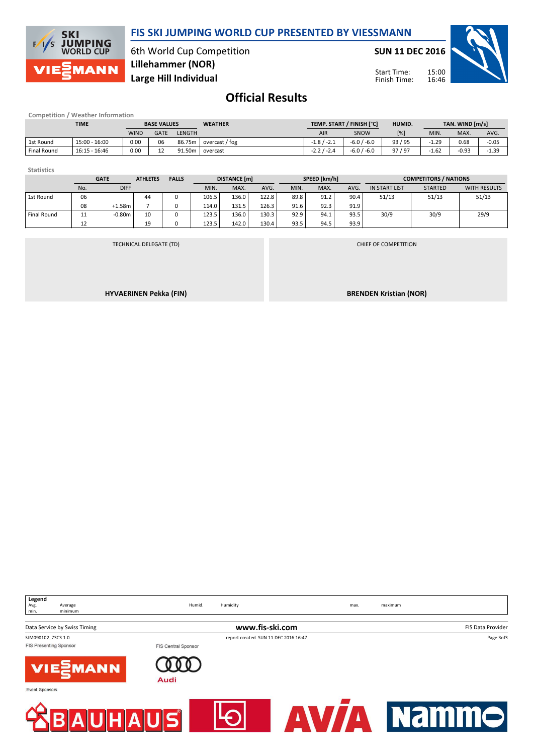# FIS SKI JUMPING WORLD CUP PRESENTED BY VIESSMANN

6th World Cup Competition
**Lillehammer (NOR)**
**Large Hill Individual**

**SUN 11 DEC 2016**

Start Time: 15:00
Finish Time: 16:46

## Official Results

Competition / Weather Information

| | TIME | BASE VALUES | | | WEATHER | TEMP. START / FINISH [°C] | | HUMID. | TAN. WIND [m/s] | | |
|---|---|---|---|---|---|---|---|---|---|---|---|
| | | WIND | GATE | LENGTH | | AIR | SNOW | [%] | MIN. | MAX. | AVG. |
| 1st Round | 15:00 - 16:00 | 0.00 | 06 | 86.75m | overcast / fog | -1.8 / -2.1 | -6.0 / -6.0 | 93 / 95 | -1.29 | 0.68 | -0.05 |
| Final Round | 16:15 - 16:46 | 0.00 | 12 | 91.50m | overcast | -2.2 / -2.4 | -6.0 / -6.0 | 97 / 97 | -1.62 | -0.93 | -1.39 |

Statistics

| | GATE | | ATHLETES | FALLS | DISTANCE [m] | | | SPEED [km/h] | | | COMPETITORS / NATIONS | | |
|---|---|---|---|---|---|---|---|---|---|---|---|---|---|
| | No. | DIFF | | | MIN. | MAX. | AVG. | MIN. | MAX. | AVG. | IN START LIST | STARTED | WITH RESULTS |
| 1st Round | 06 | | 44 | 0 | 106.5 | 136.0 | 122.8 | 89.8 | 91.2 | 90.4 | 51/13 | 51/13 | 51/13 |
| | 08 | +1.58m | 7 | 0 | 114.0 | 131.5 | 126.3 | 91.6 | 92.3 | 91.9 | | | |
| Final Round | 11 | -0.80m | 10 | 0 | 123.5 | 136.0 | 130.3 | 92.9 | 94.1 | 93.5 | 30/9 | 30/9 | 29/9 |
| | 12 | | 19 | 0 | 123.5 | 142.0 | 130.4 | 93.5 | 94.5 | 93.9 | | | |

| TECHNICAL DELEGATE (TD) | CHIEF OF COMPETITION |
|---|---|
| **HYVAERINEN Pekka (FIN)** | **BRENDEN Kristian (NOR)** |

**Legend**

| | | | | | |
|---|---|---|---|---|---|
| Avg. | Average | Humid. | Humidity | max. | maximum |
| min. | minimum | | | | |

Data Service by Swiss Timing — www.fis-ski.com — FIS Data Provider

SJM090102_73C3 1.0 — report created SUN 11 DEC 2016 16:47

FIS Presenting Sponsor: VIESSMANN — FIS Central Sponsor: Audi

Event Sponsors: BAUHAUS, AVIA, Nammo